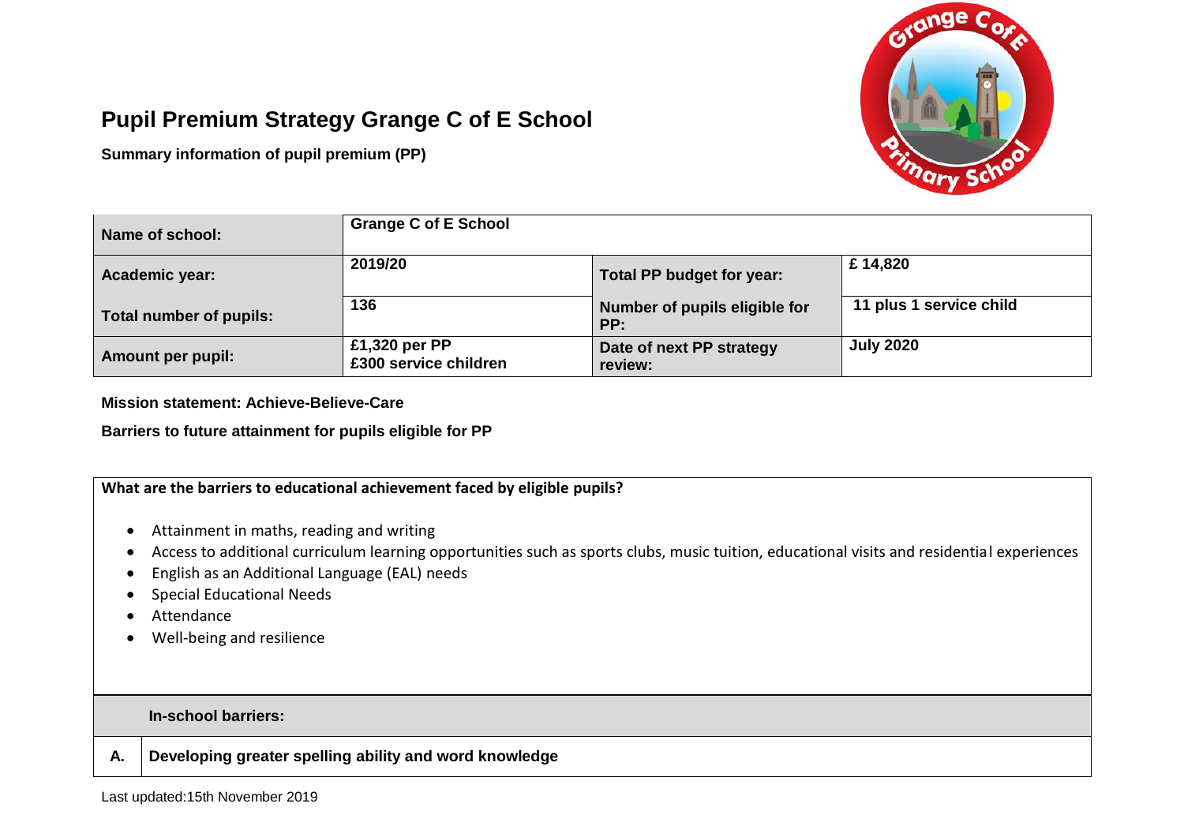# Pupil Premium Strategy Grange C of E School

**Summary information of pupil premium (PP)**

| **Name of school:** | **Grange C of E School** | | |
|---|---|---|---|
| **Academic year:** | **2019/20** | **Total PP budget for year:** | **£ 14,820** |
| **Total number of pupils:** | **136** | **Number of pupils eligible for PP:** | **11 plus 1 service child** |
| **Amount per pupil:** | **£1,320 per PP**<br>**£300 service children** | **Date of next PP strategy review:** | **July 2020** |

**Mission statement: Achieve-Believe-Care**

**Barriers to future attainment for pupils eligible for PP**

**What are the barriers to educational achievement faced by eligible pupils?**

- Attainment in maths, reading and writing
- Access to additional curriculum learning opportunities such as sports clubs, music tuition, educational visits and residential experiences
- English as an Additional Language (EAL) needs
- Special Educational Needs
- Attendance
- Well-being and resilience

| | **In-school barriers:** |
|---|---|
| **A.** | **Developing greater spelling ability and word knowledge** |

Last updated:15th November 2019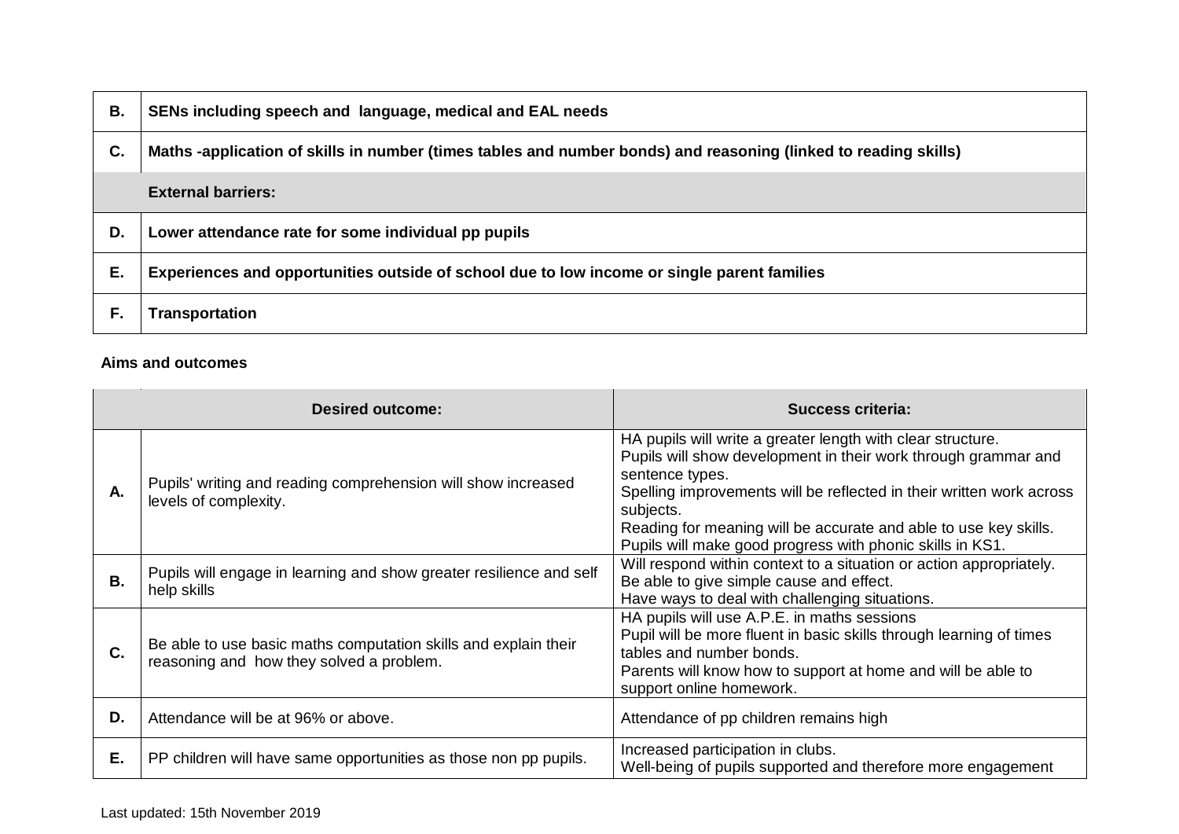| | |
|---|---|
| **B.** | **SENs including speech and language, medical and EAL needs** |
| **C.** | **Maths -application of skills in number (times tables and number bonds) and reasoning (linked to reading skills)** |
| | **External barriers:** |
| **D.** | **Lower attendance rate for some individual pp pupils** |
| **E.** | **Experiences and opportunities outside of school due to low income or single parent families** |
| **F.** | **Transportation** |

**Aims and outcomes**

| | **Desired outcome:** | **Success criteria:** |
|---|---|---|
| **A.** | Pupils' writing and reading comprehension will show increased levels of complexity. | HA pupils will write a greater length with clear structure.<br>Pupils will show development in their work through grammar and sentence types.<br>Spelling improvements will be reflected in their written work across subjects.<br>Reading for meaning will be accurate and able to use key skills.<br>Pupils will make good progress with phonic skills in KS1. |
| **B.** | Pupils will engage in learning and show greater resilience and self help skills | Will respond within context to a situation or action appropriately.<br>Be able to give simple cause and effect.<br>Have ways to deal with challenging situations. |
| **C.** | Be able to use basic maths computation skills and explain their reasoning and how they solved a problem. | HA pupils will use A.P.E. in maths sessions<br>Pupil will be more fluent in basic skills through learning of times tables and number bonds.<br>Parents will know how to support at home and will be able to support online homework. |
| **D.** | Attendance will be at 96% or above. | Attendance of pp children remains high |
| **E.** | PP children will have same opportunities as those non pp pupils. | Increased participation in clubs.<br>Well-being of pupils supported and therefore more engagement |

Last updated: 15th November 2019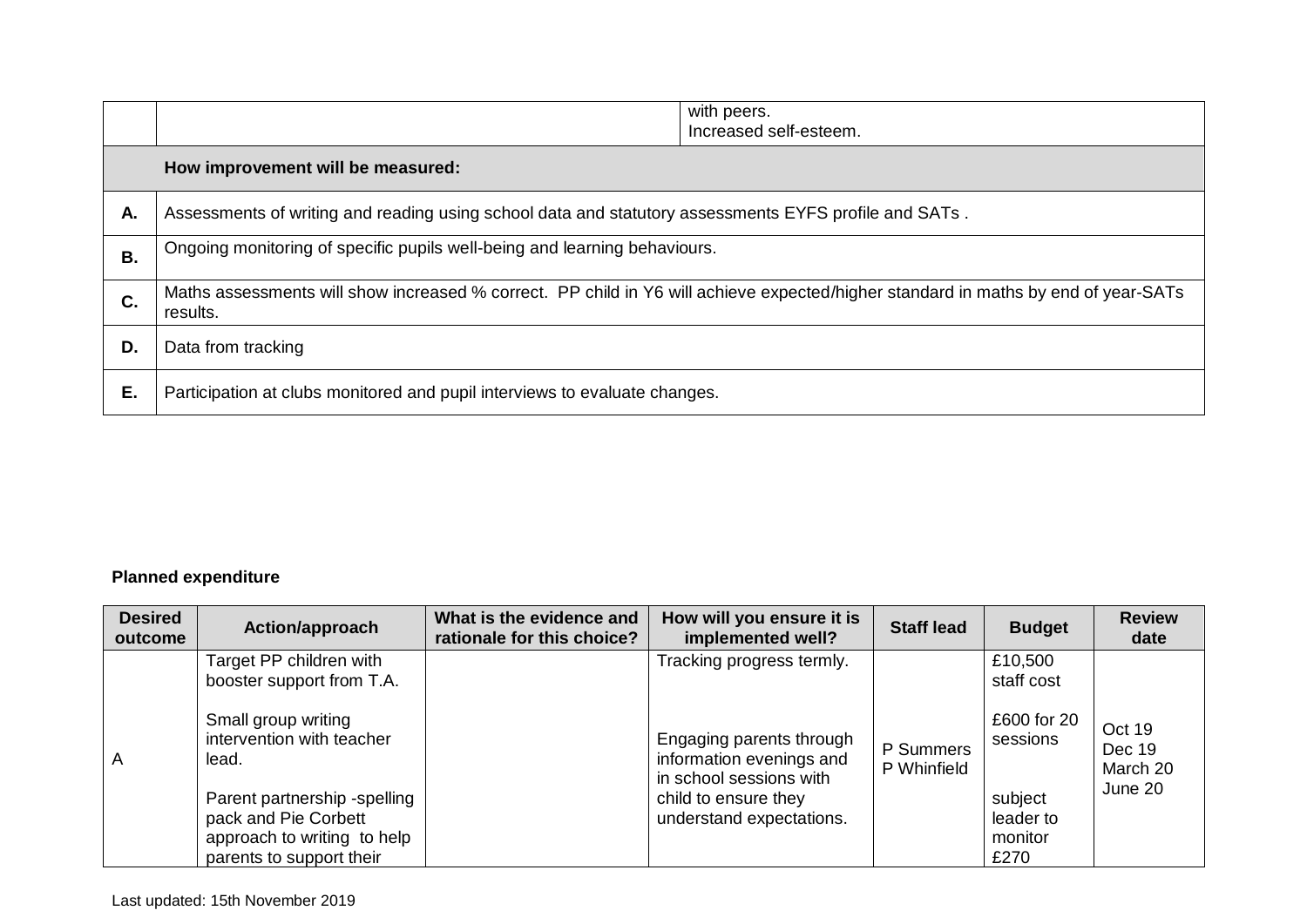| | | |
|---|---|---|
| | | with peers.<br>Increased self-esteem. |
| | **How improvement will be measured:** | |
| **A.** | Assessments of writing and reading using school data and statutory assessments EYFS profile and SATs . | |
| **B.** | Ongoing monitoring of specific pupils well-being and learning behaviours. | |
| **C.** | Maths assessments will show increased % correct.  PP child in Y6 will achieve expected/higher standard in maths by end of year-SATs results. | |
| **D.** | Data from tracking | |
| **E.** | Participation at clubs monitored and pupil interviews to evaluate changes. | |

**Planned expenditure**

| Desired outcome | Action/approach | What is the evidence and rationale for this choice? | How will you ensure it is implemented well? | Staff lead | Budget | Review date |
|---|---|---|---|---|---|---|
| A | Target PP children with booster support from T.A.<br><br>Small group writing intervention with teacher lead.<br><br>Parent partnership -spelling pack and Pie Corbett approach to writing  to help parents to support their | | Tracking progress termly.<br><br>Engaging parents through information evenings and in school sessions with child to ensure they understand expectations. | P Summers<br>P Whinfield | £10,500 staff cost<br><br>£600 for 20 sessions<br><br>subject leader to monitor £270 | Oct 19<br>Dec 19<br>March 20<br>June 20 |

Last updated: 15th November 2019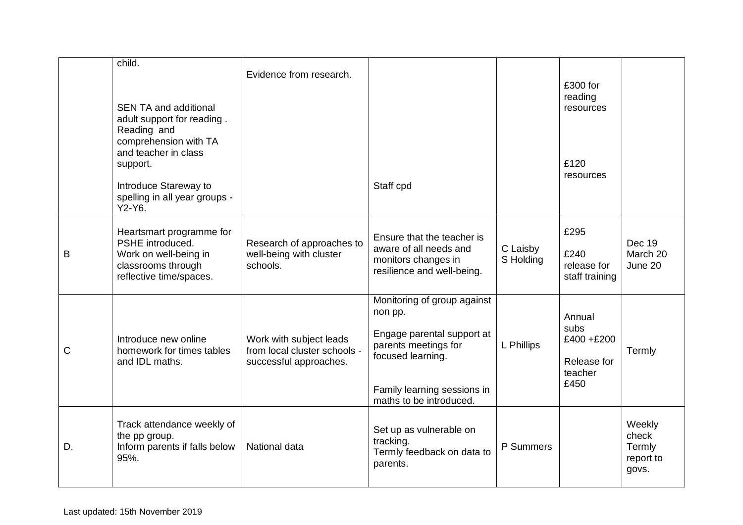| | | | | | | |
|---|---|---|---|---|---|---|
| | child.<br><br>SEN TA and additional adult support for reading . Reading and comprehension with TA and teacher in class support.<br><br>Introduce Stareway to spelling in all year groups - Y2-Y6. | Evidence from research. | Staff cpd | | £300 for reading resources<br><br>£120 resources | |
| B | Heartsmart programme for PSHE introduced.<br>Work on well-being in classrooms through reflective time/spaces. | Research of approaches to well-being with cluster schools. | Ensure that the teacher is aware of all needs and monitors changes in resilience and well-being. | C Laisby<br>S Holding | £295<br><br>£240 release for staff training | Dec 19<br>March 20<br>June 20 |
| C | Introduce new online homework for times tables and IDL maths. | Work with subject leads from local cluster schools - successful approaches. | Monitoring of group against non pp.<br><br>Engage parental support at parents meetings for focused learning.<br><br>Family learning sessions in maths to be introduced. | L Phillips | Annual subs £400 +£200<br><br>Release for teacher £450 | Termly |
| D. | Track attendance weekly of the pp group.<br>Inform parents if falls below 95%. | National data | Set up as vulnerable on tracking.<br>Termly feedback on data to parents. | P Summers | | Weekly check Termly report to govs. |

Last updated: 15th November 2019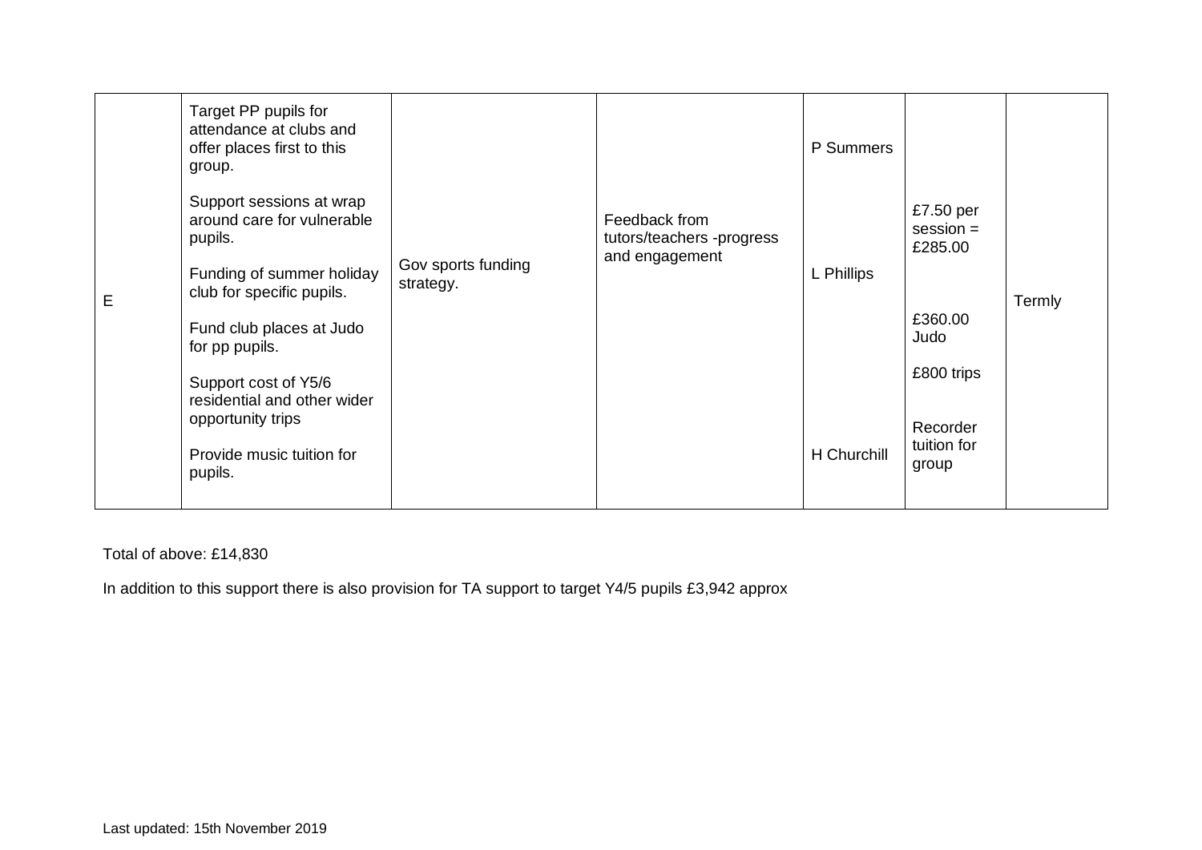| | | | | | | |
|---|---|---|---|---|---|---|
| E | Target PP pupils for attendance at clubs and offer places first to this group.<br><br>Support sessions at wrap around care for vulnerable pupils.<br><br>Funding of summer holiday club for specific pupils.<br><br>Fund club places at Judo for pp pupils.<br><br>Support cost of Y5/6 residential and other wider opportunity trips<br><br>Provide music tuition for pupils. | Gov sports funding strategy. | Feedback from tutors/teachers -progress and engagement | P Summers<br><br>L Phillips<br><br>H Churchill | £7.50 per session = £285.00<br><br>£360.00 Judo<br><br>£800 trips<br><br>Recorder tuition for group | Termly |

Total of above: £14,830

In addition to this support there is also provision for TA support to target Y4/5 pupils £3,942 approx

Last updated: 15th November 2019